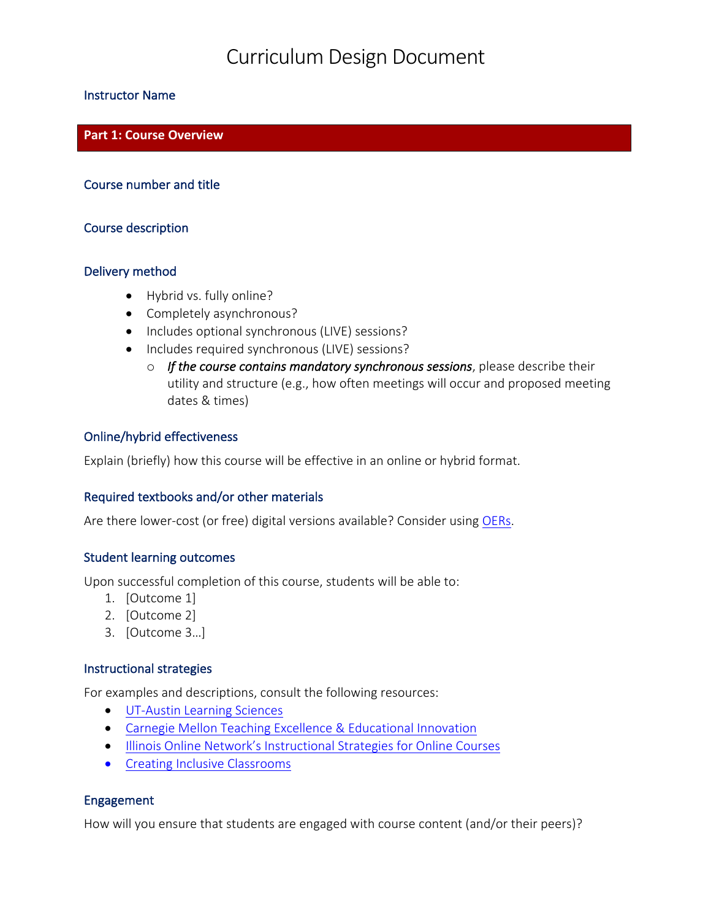# Curriculum Design Document

### Instructor Name

## Part 1: Course Overview

### Course number and title

### Course description

### Delivery method

- Hybrid vs. fully online?
- Completely asynchronous?
- Includes optional synchronous (LIVE) sessions?
- Includes required synchronous (LIVE) sessions?
  - *If the course contains mandatory synchronous sessions*, please describe their utility and structure (e.g., how often meetings will occur and proposed meeting dates & times)

### Online/hybrid effectiveness

Explain (briefly) how this course will be effective in an online or hybrid format.

### Required textbooks and/or other materials

Are there lower-cost (or free) digital versions available? Consider using OERs.

### Student learning outcomes

Upon successful completion of this course, students will be able to:

1. [Outcome 1]
2. [Outcome 2]
3. [Outcome 3…]

### Instructional strategies

For examples and descriptions, consult the following resources:

- UT-Austin Learning Sciences
- Carnegie Mellon Teaching Excellence & Educational Innovation
- Illinois Online Network's Instructional Strategies for Online Courses
- Creating Inclusive Classrooms

### Engagement

How will you ensure that students are engaged with course content (and/or their peers)?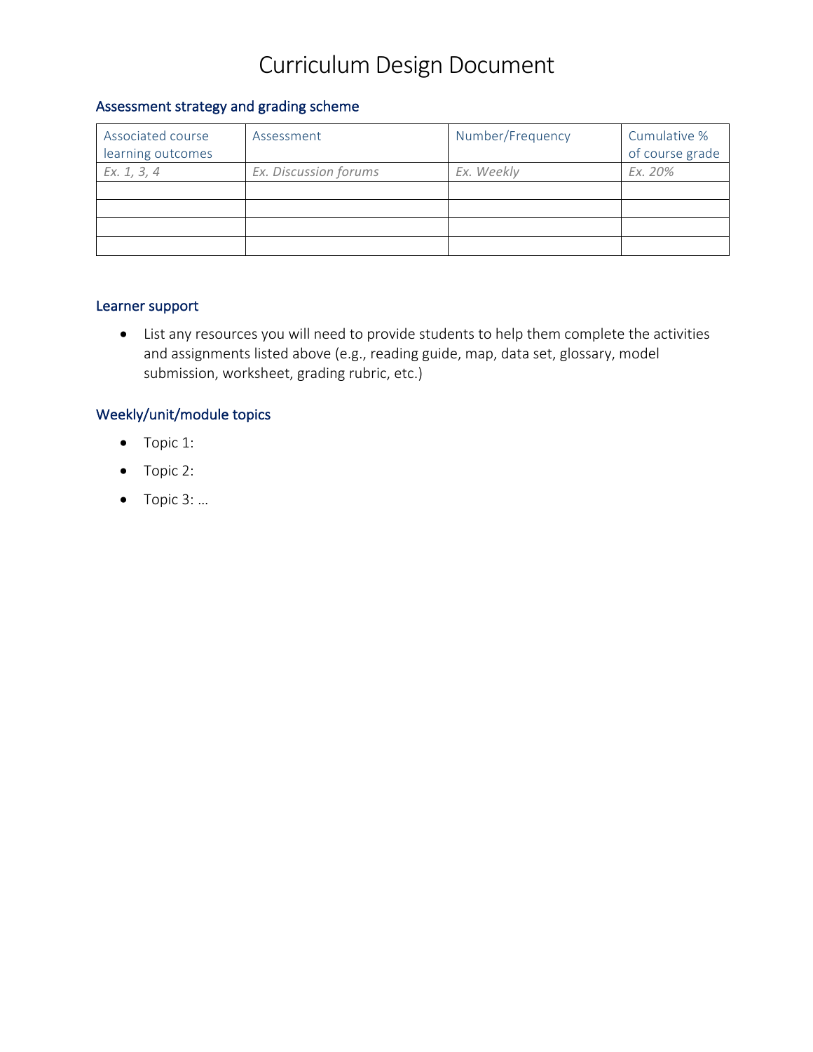# Curriculum Design Document

## Assessment strategy and grading scheme

| Associated course learning outcomes | Assessment | Number/Frequency | Cumulative % of course grade |
|---|---|---|---|
| *Ex. 1, 3, 4* | *Ex. Discussion forums* | *Ex. Weekly* | *Ex. 20%* |
| | | | |
| | | | |
| | | | |
| | | | |

## Learner support

- List any resources you will need to provide students to help them complete the activities and assignments listed above (e.g., reading guide, map, data set, glossary, model submission, worksheet, grading rubric, etc.)

## Weekly/unit/module topics

- Topic 1:
- Topic 2:
- Topic 3: …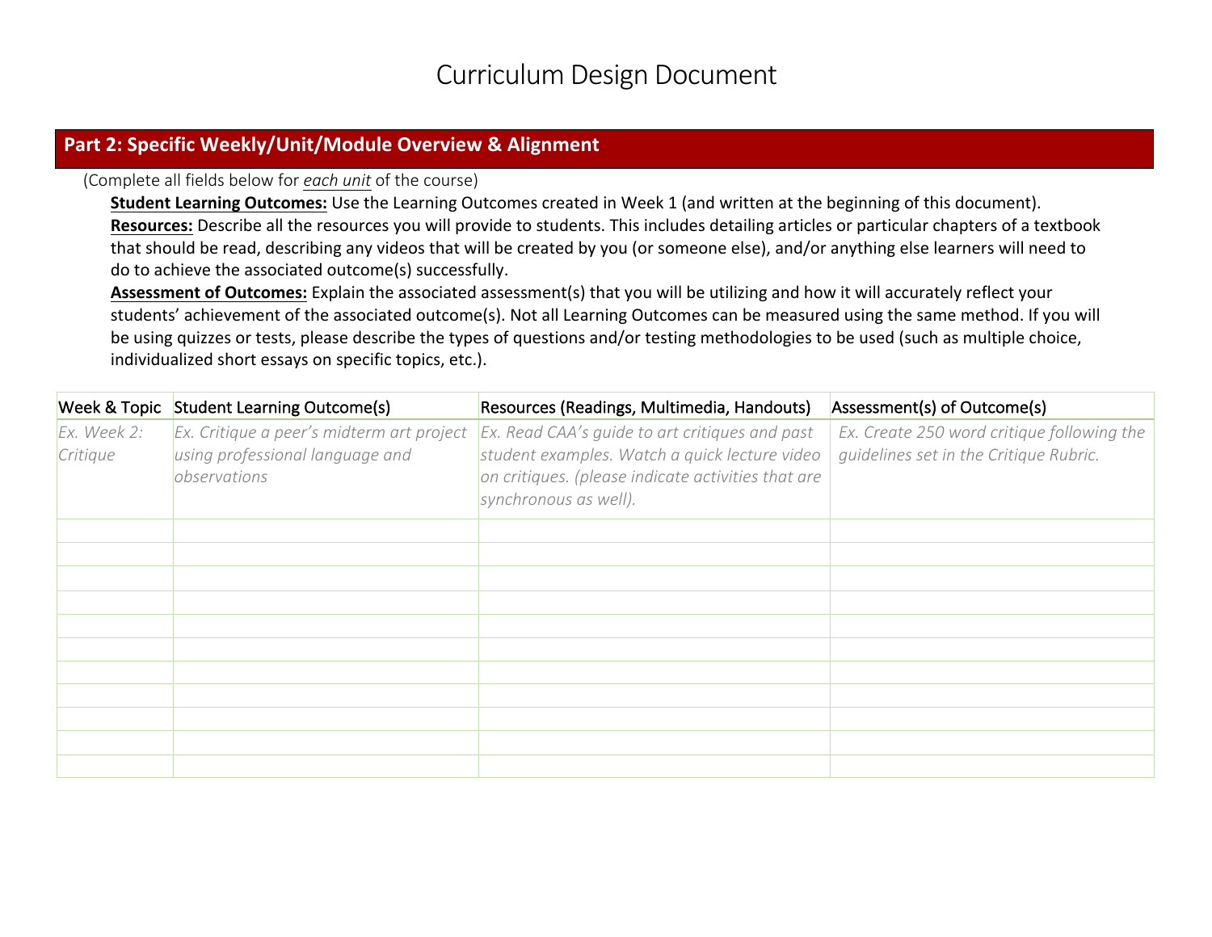# Curriculum Design Document

## Part 2: Specific Weekly/Unit/Module Overview & Alignment

(Complete all fields below for *each unit* of the course)

**Student Learning Outcomes:** Use the Learning Outcomes created in Week 1 (and written at the beginning of this document).

**Resources:** Describe all the resources you will provide to students. This includes detailing articles or particular chapters of a textbook that should be read, describing any videos that will be created by you (or someone else), and/or anything else learners will need to do to achieve the associated outcome(s) successfully.

**Assessment of Outcomes:** Explain the associated assessment(s) that you will be utilizing and how it will accurately reflect your students' achievement of the associated outcome(s). Not all Learning Outcomes can be measured using the same method. If you will be using quizzes or tests, please describe the types of questions and/or testing methodologies to be used (such as multiple choice, individualized short essays on specific topics, etc.).

| Week & Topic | Student Learning Outcome(s) | Resources (Readings, Multimedia, Handouts) | Assessment(s) of Outcome(s) |
|---|---|---|---|
| *Ex. Week 2: Critique* | *Ex. Critique a peer's midterm art project using professional language and observations* | *Ex. Read CAA's guide to art critiques and past student examples. Watch a quick lecture video on critiques. (please indicate activities that are synchronous as well).* | *Ex. Create 250 word critique following the guidelines set in the Critique Rubric.* |
| | | | |
| | | | |
| | | | |
| | | | |
| | | | |
| | | | |
| | | | |
| | | | |
| | | | |
| | | | |
| | | | |